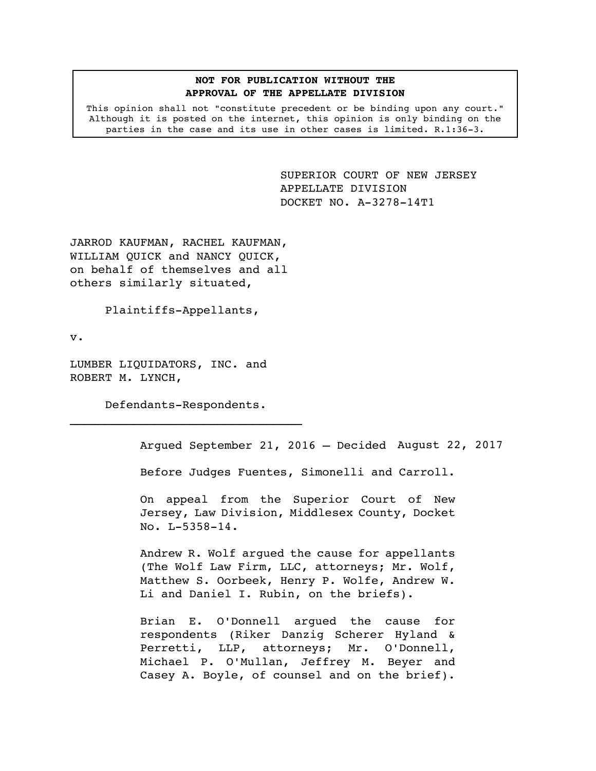**NOT FOR PUBLICATION WITHOUT THE APPROVAL OF THE APPELLATE DIVISION**

This opinion shall not "constitute precedent or be binding upon any court." Although it is posted on the internet, this opinion is only binding on the parties in the case and its use in other cases is limited. R.1:36-3.

SUPERIOR COURT OF NEW JERSEY
APPELLATE DIVISION
DOCKET NO. A-3278-14T1

JARROD KAUFMAN, RACHEL KAUFMAN, WILLIAM QUICK and NANCY QUICK, on behalf of themselves and all others similarly situated,

Plaintiffs-Appellants,

v.

LUMBER LIQUIDATORS, INC. and ROBERT M. LYNCH,

Defendants-Respondents.

---

Argued September 21, 2016 – Decided August 22, 2017

Before Judges Fuentes, Simonelli and Carroll.

On appeal from the Superior Court of New Jersey, Law Division, Middlesex County, Docket No. L-5358-14.

Andrew R. Wolf argued the cause for appellants (The Wolf Law Firm, LLC, attorneys; Mr. Wolf, Matthew S. Oorbeek, Henry P. Wolfe, Andrew W. Li and Daniel I. Rubin, on the briefs).

Brian E. O'Donnell argued the cause for respondents (Riker Danzig Scherer Hyland & Perretti, LLP, attorneys; Mr. O'Donnell, Michael P. O'Mullan, Jeffrey M. Beyer and Casey A. Boyle, of counsel and on the brief).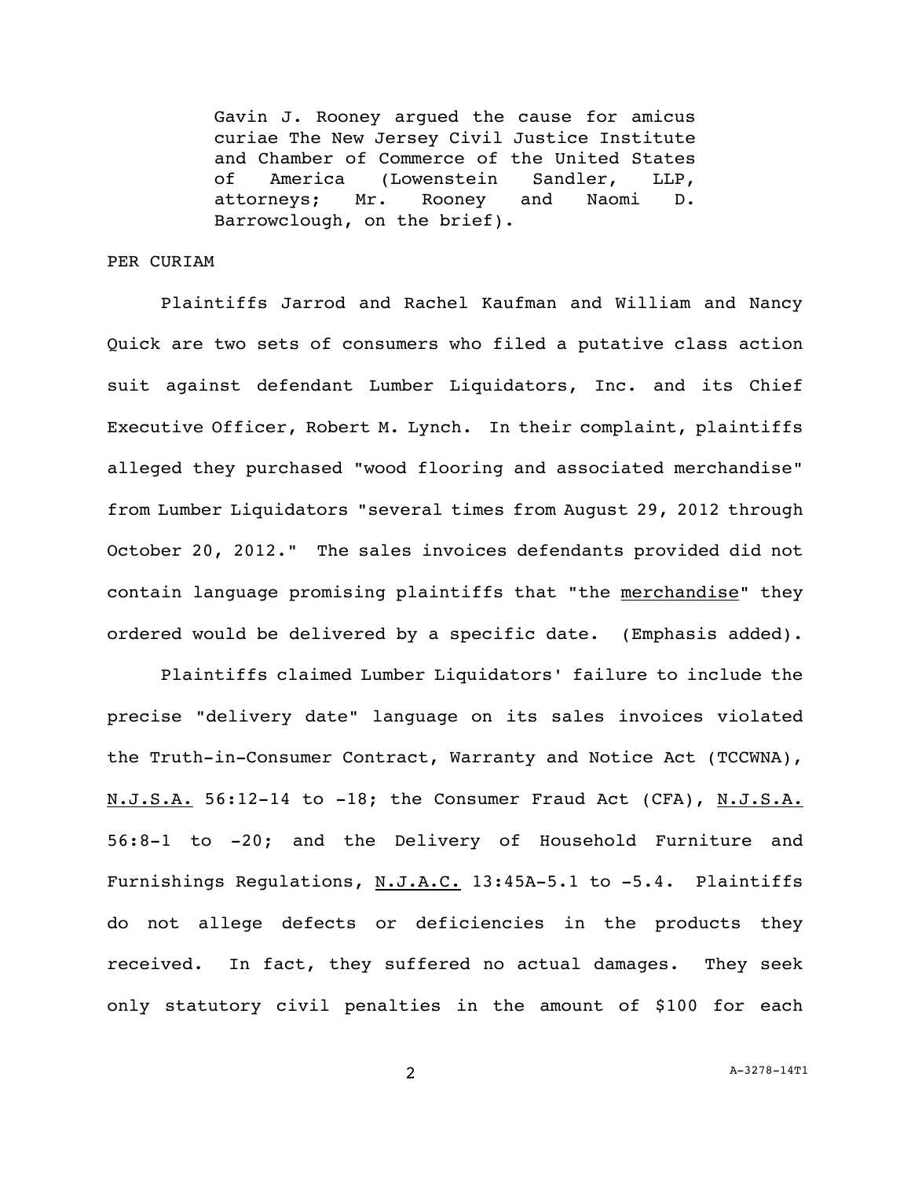Gavin J. Rooney argued the cause for amicus curiae The New Jersey Civil Justice Institute and Chamber of Commerce of the United States of America (Lowenstein Sandler, LLP, attorneys; Mr. Rooney and Naomi D. Barrowclough, on the brief).

PER CURIAM

Plaintiffs Jarrod and Rachel Kaufman and William and Nancy Quick are two sets of consumers who filed a putative class action suit against defendant Lumber Liquidators, Inc. and its Chief Executive Officer, Robert M. Lynch. In their complaint, plaintiffs alleged they purchased "wood flooring and associated merchandise" from Lumber Liquidators "several times from August 29, 2012 through October 20, 2012." The sales invoices defendants provided did not contain language promising plaintiffs that "the <u>merchandise</u>" they ordered would be delivered by a specific date. (Emphasis added).

Plaintiffs claimed Lumber Liquidators' failure to include the precise "delivery date" language on its sales invoices violated the Truth-in-Consumer Contract, Warranty and Notice Act (TCCWNA), <u>N.J.S.A.</u> 56:12-14 to -18; the Consumer Fraud Act (CFA), <u>N.J.S.A.</u> 56:8-1 to -20; and the Delivery of Household Furniture and Furnishings Regulations, <u>N.J.A.C.</u> 13:45A-5.1 to -5.4. Plaintiffs do not allege defects or deficiencies in the products they received. In fact, they suffered no actual damages. They seek only statutory civil penalties in the amount of $100 for each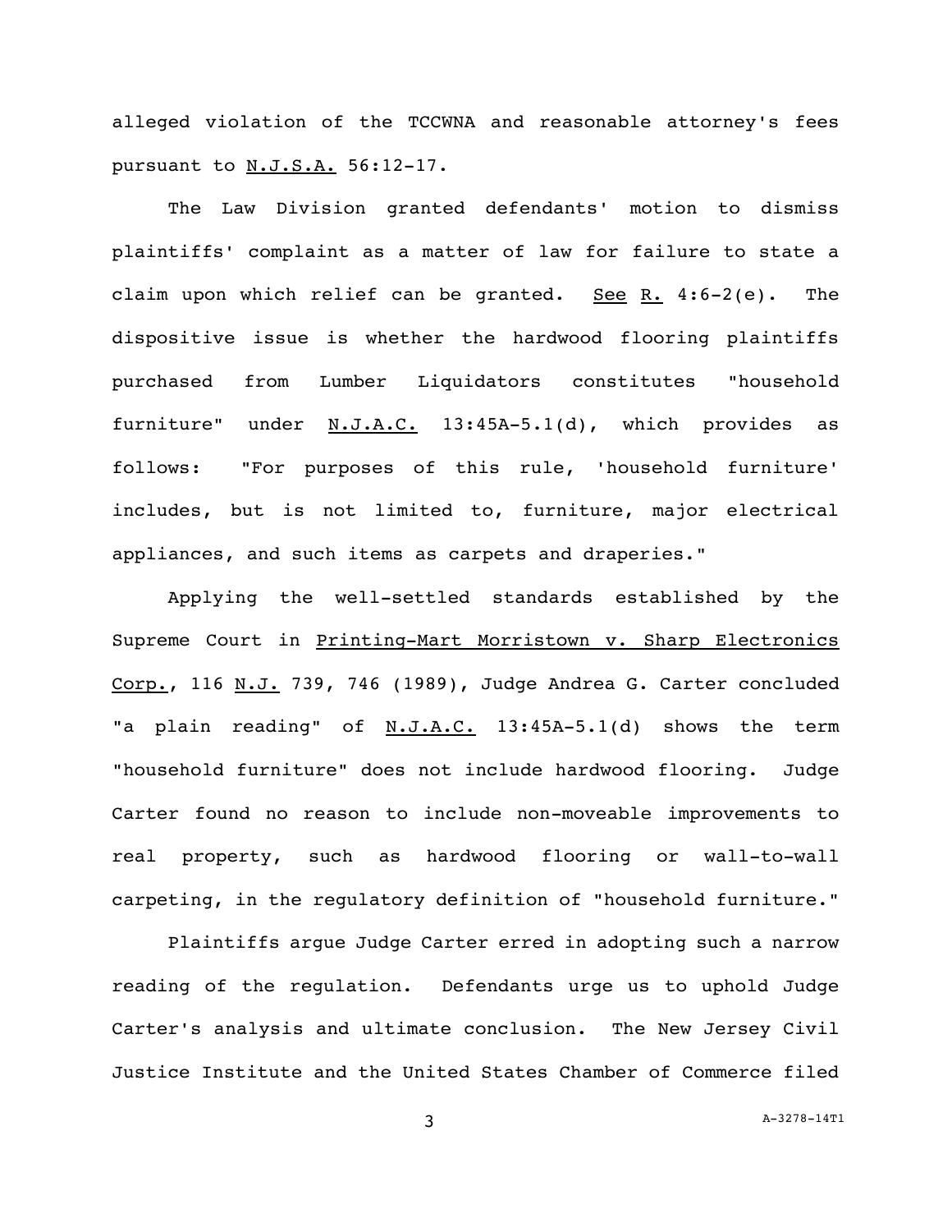alleged violation of the TCCWNA and reasonable attorney's fees pursuant to N.J.S.A. 56:12-17.

The Law Division granted defendants' motion to dismiss plaintiffs' complaint as a matter of law for failure to state a claim upon which relief can be granted. See R. 4:6-2(e). The dispositive issue is whether the hardwood flooring plaintiffs purchased from Lumber Liquidators constitutes "household furniture" under N.J.A.C. 13:45A-5.1(d), which provides as follows: "For purposes of this rule, 'household furniture' includes, but is not limited to, furniture, major electrical appliances, and such items as carpets and draperies."

Applying the well-settled standards established by the Supreme Court in Printing-Mart Morristown v. Sharp Electronics Corp., 116 N.J. 739, 746 (1989), Judge Andrea G. Carter concluded "a plain reading" of N.J.A.C. 13:45A-5.1(d) shows the term "household furniture" does not include hardwood flooring. Judge Carter found no reason to include non-moveable improvements to real property, such as hardwood flooring or wall-to-wall carpeting, in the regulatory definition of "household furniture."

Plaintiffs argue Judge Carter erred in adopting such a narrow reading of the regulation. Defendants urge us to uphold Judge Carter's analysis and ultimate conclusion. The New Jersey Civil Justice Institute and the United States Chamber of Commerce filed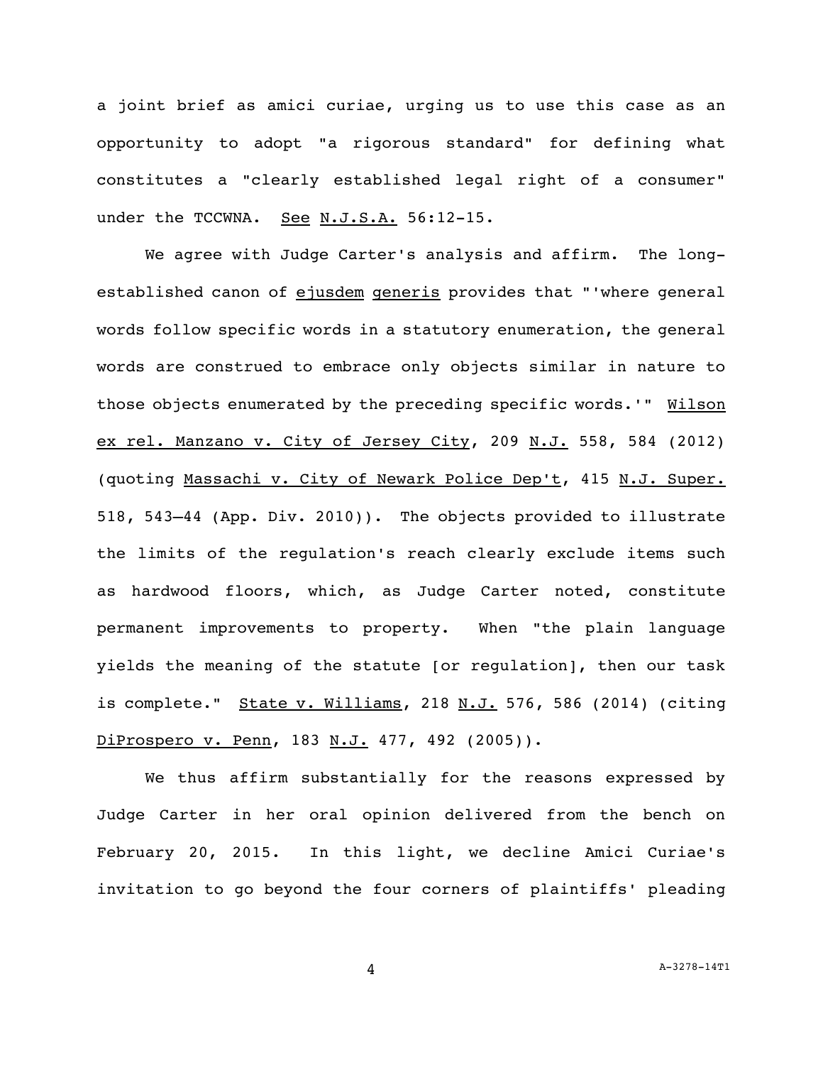a joint brief as amici curiae, urging us to use this case as an opportunity to adopt "a rigorous standard" for defining what constitutes a "clearly established legal right of a consumer" under the TCCWNA. _See_ _N.J.S.A._ 56:12-15.

We agree with Judge Carter's analysis and affirm. The long-established canon of _ejusdem_ _generis_ provides that "'where general words follow specific words in a statutory enumeration, the general words are construed to embrace only objects similar in nature to those objects enumerated by the preceding specific words.'" _Wilson ex rel. Manzano v. City of Jersey City_, 209 _N.J._ 558, 584 (2012) (quoting _Massachi v. City of Newark Police Dep't_, 415 _N.J. Super._ 518, 543–44 (App. Div. 2010)). The objects provided to illustrate the limits of the regulation's reach clearly exclude items such as hardwood floors, which, as Judge Carter noted, constitute permanent improvements to property. When "the plain language yields the meaning of the statute [or regulation], then our task is complete." _State v. Williams_, 218 _N.J._ 576, 586 (2014) (citing _DiProspero v. Penn_, 183 _N.J._ 477, 492 (2005)).

We thus affirm substantially for the reasons expressed by Judge Carter in her oral opinion delivered from the bench on February 20, 2015. In this light, we decline Amici Curiae's invitation to go beyond the four corners of plaintiffs' pleading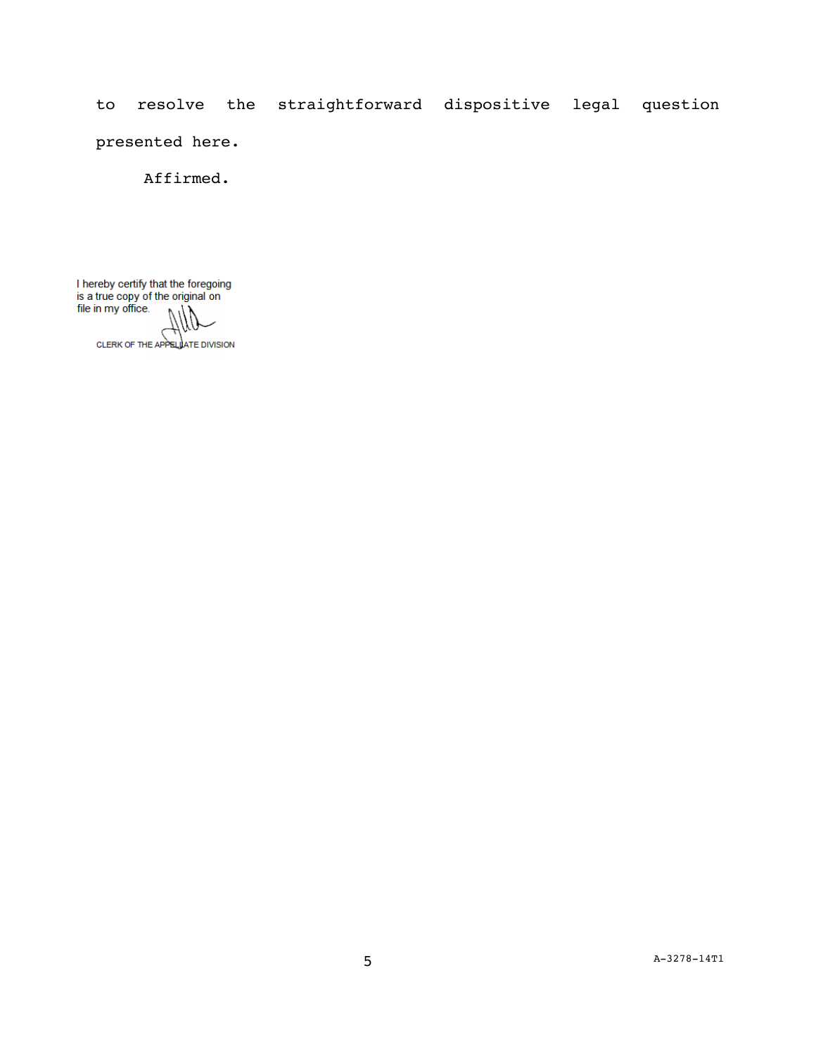to resolve the straightforward dispositive legal question presented here.

Affirmed.

I hereby certify that the foregoing is a true copy of the original on file in my office.

CLERK OF THE APPELLATE DIVISION